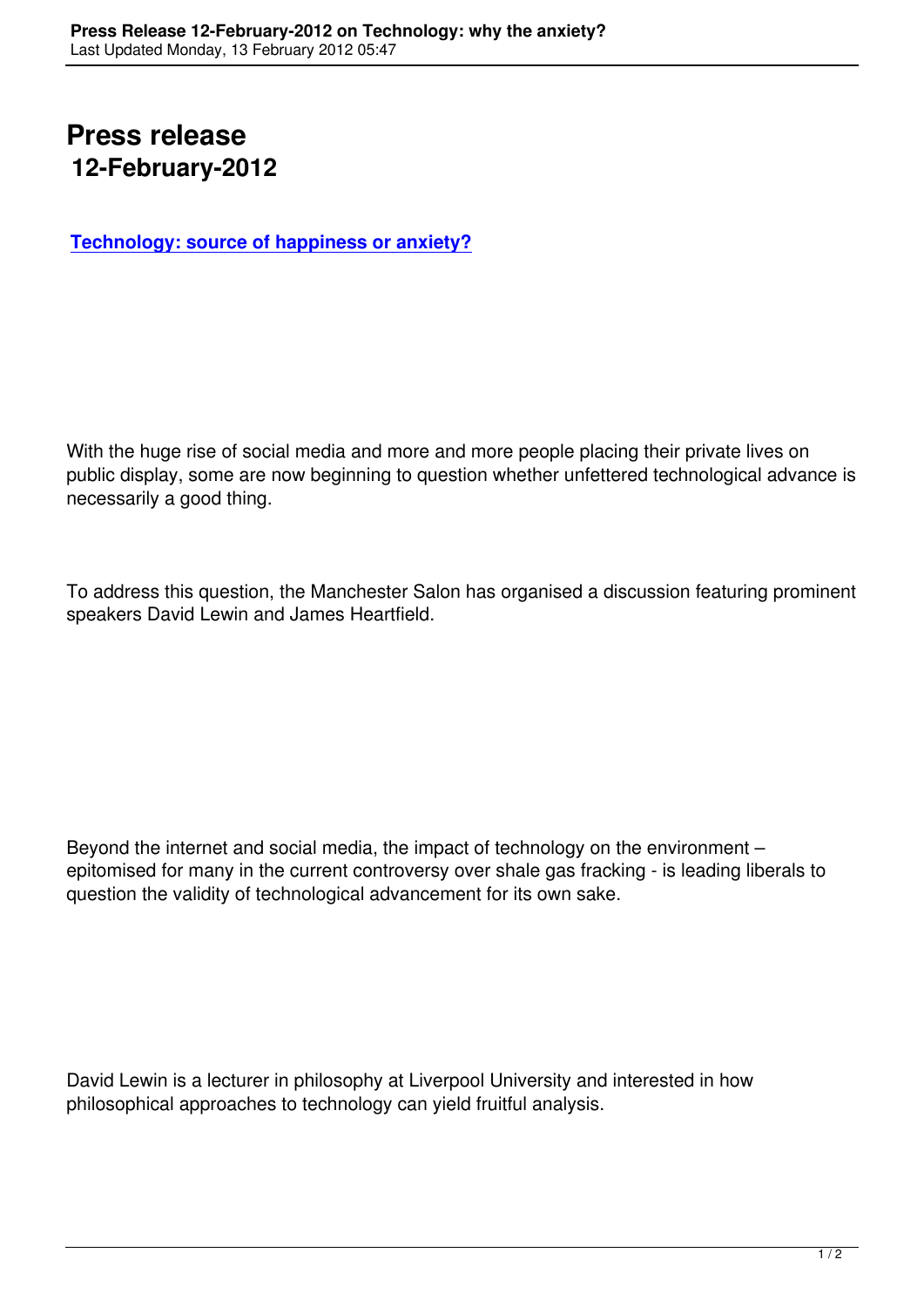# Press release
## 12-February-2012

**Technology: source of happiness or anxiety?**

With the huge rise of social media and more and more people placing their private lives on public display, some are now beginning to question whether unfettered technological advance is necessarily a good thing.

To address this question, the Manchester Salon has organised a discussion featuring prominent speakers David Lewin and James Heartfield.

Beyond the internet and social media, the impact of technology on the environment – epitomised for many in the current controversy over shale gas fracking - is leading liberals to question the validity of technological advancement for its own sake.

David Lewin is a lecturer in philosophy at Liverpool University and interested in how philosophical approaches to technology can yield fruitful analysis.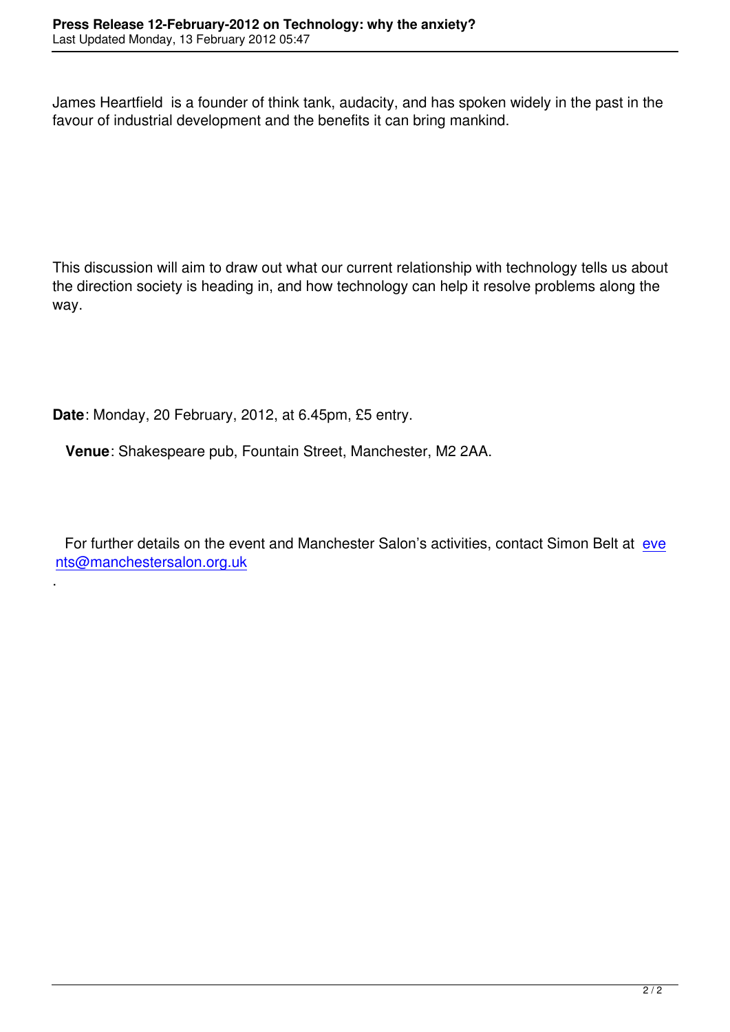James Heartfield is a founder of think tank, audacity, and has spoken widely in the past in the favour of industrial development and the benefits it can bring mankind.

This discussion will aim to draw out what our current relationship with technology tells us about the direction society is heading in, and how technology can help it resolve problems along the way.

**Date**: Monday, 20 February, 2012, at 6.45pm, £5 entry.

**Venue**: Shakespeare pub, Fountain Street, Manchester, M2 2AA.

For further details on the event and Manchester Salon's activities, contact Simon Belt at events@manchestersalon.org.uk

.